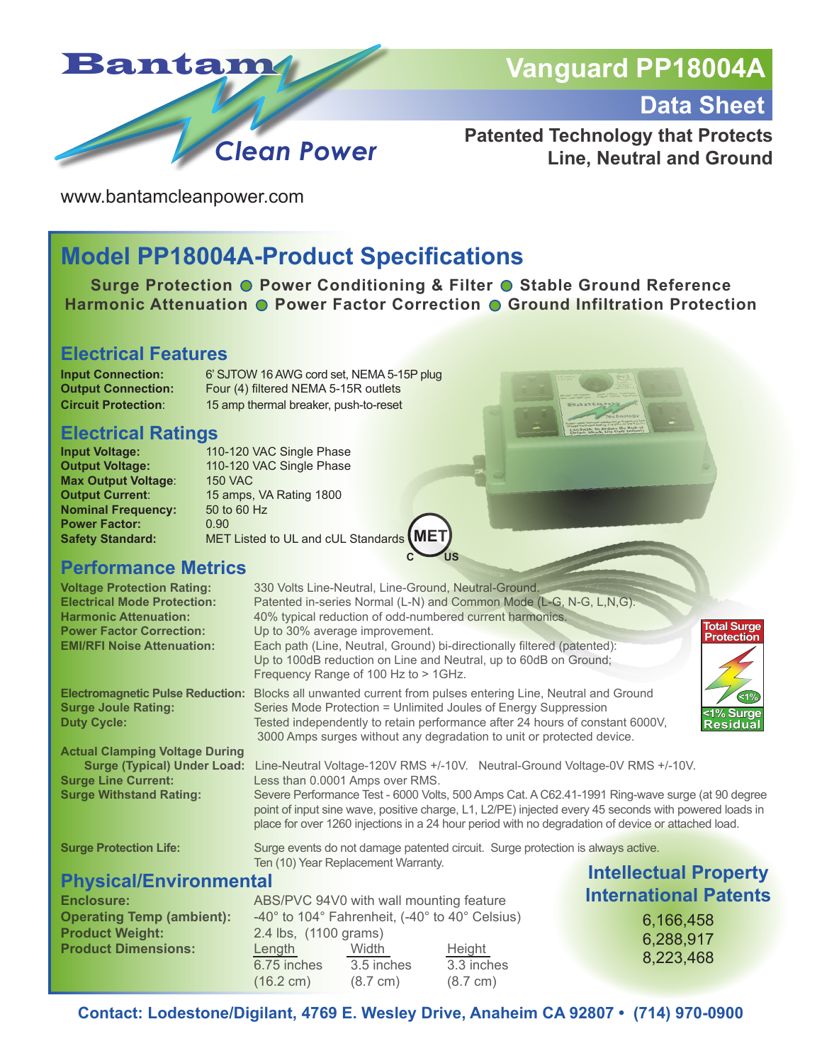# Bantam Clean Power

## Vanguard PP18004A

## Data Sheet

**Patented Technology that Protects Line, Neutral and Ground**

www.bantamcleanpower.com

# Model PP18004A-Product Specifications

**Surge Protection ● Power Conditioning & Filter ● Stable Ground Reference**
**Harmonic Attenuation ● Power Factor Correction ● Ground Infiltration Protection**

## Electrical Features

**Input Connection:** 6' SJTOW 16 AWG cord set, NEMA 5-15P plug
**Output Connection:** Four (4) filtered NEMA 5-15R outlets
**Circuit Protection:** 15 amp thermal breaker, push-to-reset

## Electrical Ratings

**Input Voltage:** 110-120 VAC Single Phase
**Output Voltage:** 110-120 VAC Single Phase
**Max Output Voltage:** 150 VAC
**Output Current:** 15 amps, VA Rating 1800
**Nominal Frequency:** 50 to 60 Hz
**Power Factor:** 0.90
**Safety Standard:** MET Listed to UL and cUL Standards

## Performance Metrics

**Voltage Protection Rating:** 330 Volts Line-Neutral, Line-Ground, Neutral-Ground.
**Electrical Mode Protection:** Patented in-series Normal (L-N) and Common Mode (L-G, N-G, L,N,G).
**Harmonic Attenuation:** 40% typical reduction of odd-numbered current harmonics.
**Power Factor Correction:** Up to 30% average improvement.
**EMI/RFI Noise Attenuation:** Each path (Line, Neutral, Ground) bi-directionally filtered (patented): Up to 100dB reduction on Line and Neutral, up to 60dB on Ground; Frequency Range of 100 Hz to > 1GHz.

**Electromagnetic Pulse Reduction:** Blocks all unwanted current from pulses entering Line, Neutral and Ground
**Surge Joule Rating:** Series Mode Protection = Unlimited Joules of Energy Suppression
**Duty Cycle:** Tested independently to retain performance after 24 hours of constant 6000V, 3000 Amps surges without any degradation to unit or protected device.

Total Surge Protection — <1% Surge Residual

**Actual Clamping Voltage During Surge (Typical) Under Load:** Line-Neutral Voltage-120V RMS +/-10V. Neutral-Ground Voltage-0V RMS +/-10V.
**Surge Line Current:** Less than 0.0001 Amps over RMS.
**Surge Withstand Rating:** Severe Performance Test - 6000 Volts, 500 Amps Cat. A C62.41-1991 Ring-wave surge (at 90 degree point of input sine wave, positive charge, L1, L2/PE) injected every 45 seconds with powered loads in place for over 1260 injections in a 24 hour period with no degradation of device or attached load.

**Surge Protection Life:** Surge events do not damage patented circuit. Surge protection is always active. Ten (10) Year Replacement Warranty.

## Physical/Environmental

**Enclosure:** ABS/PVC 94V0 with wall mounting feature
**Operating Temp (ambient):** -40° to 104° Fahrenheit, (-40° to 40° Celsius)
**Product Weight:** 2.4 lbs, (1100 grams)
**Product Dimensions:**

| Length | Width | Height |
|---|---|---|
| 6.75 inches (16.2 cm) | 3.5 inches (8.7 cm) | 3.3 inches (8.7 cm) |

## Intellectual Property International Patents

6,166,458
6,288,917
8,223,468

**Contact: Lodestone/Digilant, 4769 E. Wesley Drive, Anaheim CA 92807 • (714) 970-0900**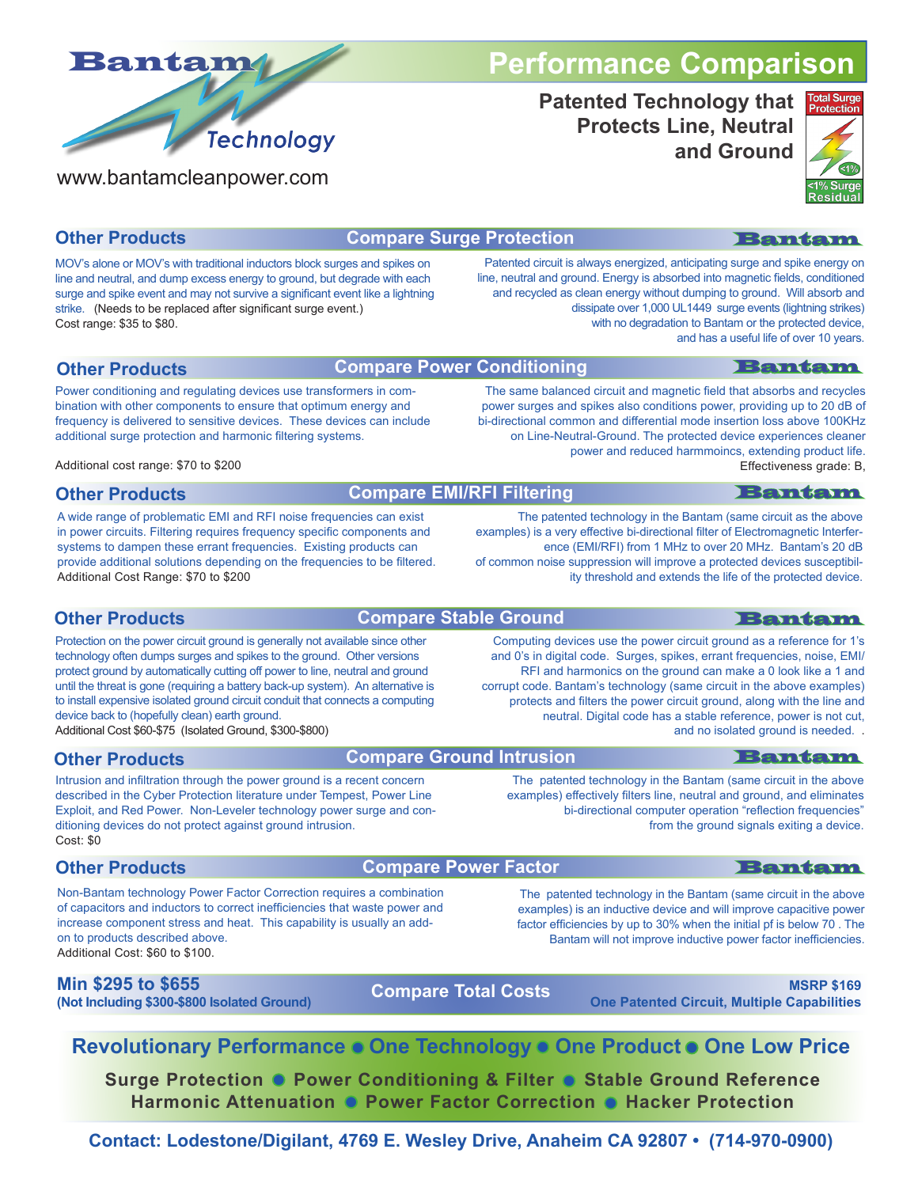Bantam Technology

www.bantamcleanpower.com

# Performance Comparison

**Patented Technology that Protects Line, Neutral and Ground**

Total Surge Protection

<1%

<1% Surge Residual

## Compare Surge Protection

**Other Products**

MOV's alone or MOV's with traditional inductors block surges and spikes on line and neutral, and dump excess energy to ground, but degrade with each surge and spike event and may not survive a significant event like a lightning strike. (Needs to be replaced after significant surge event.)
Cost range: $35 to $80.

**Bantam**

Patented circuit is always energized, anticipating surge and spike energy on line, neutral and ground. Energy is absorbed into magnetic fields, conditioned and recycled as clean energy without dumping to ground. Will absorb and dissipate over 1,000 UL1449 surge events (lightning strikes) with no degradation to Bantam or the protected device, and has a useful life of over 10 years.

## Compare Power Conditioning

**Other Products**

Power conditioning and regulating devices use transformers in combination with other components to ensure that optimum energy and frequency is delivered to sensitive devices. These devices can include additional surge protection and harmonic filtering systems.

Additional cost range: $70 to $200

**Bantam**

The same balanced circuit and magnetic field that absorbs and recycles power surges and spikes also conditions power, providing up to 20 dB of bi-directional common and differential mode insertion loss above 100KHz on Line-Neutral-Ground. The protected device experiences cleaner power and reduced harmmoincs, extending product life.
Effectiveness grade: B,

## Compare EMI/RFI Filtering

**Other Products**

A wide range of problematic EMI and RFI noise frequencies can exist in power circuits. Filtering requires frequency specific components and systems to dampen these errant frequencies. Existing products can provide additional solutions depending on the frequencies to be filtered.
Additional Cost Range: $70 to $200

**Bantam**

The patented technology in the Bantam (same circuit as the above examples) is a very effective bi-directional filter of Electromagnetic Interference (EMI/RFI) from 1 MHz to over 20 MHz. Bantam's 20 dB of common noise suppression will improve a protected devices susceptibility threshold and extends the life of the protected device.

## Compare Stable Ground

**Other Products**

Protection on the power circuit ground is generally not available since other technology often dumps surges and spikes to the ground. Other versions protect ground by automatically cutting off power to line, neutral and ground until the threat is gone (requiring a battery back-up system). An alternative is to install expensive isolated ground circuit conduit that connects a computing device back to (hopefully clean) earth ground.
Additional Cost $60-$75 (Isolated Ground, $300-$800)

**Bantam**

Computing devices use the power circuit ground as a reference for 1's and 0's in digital code. Surges, spikes, errant frequencies, noise, EMI/RFI and harmonics on the ground can make a 0 look like a 1 and corrupt code. Bantam's technology (same circuit in the above examples) protects and filters the power circuit ground, along with the line and neutral. Digital code has a stable reference, power is not cut, and no isolated ground is needed. .

## Compare Ground Intrusion

**Other Products**

Intrusion and infiltration through the power ground is a recent concern described in the Cyber Protection literature under Tempest, Power Line Exploit, and Red Power. Non-Leveler technology power surge and conditioning devices do not protect against ground intrusion.
Cost: $0

**Bantam**

The patented technology in the Bantam (same circuit in the above examples) effectively filters line, neutral and ground, and eliminates bi-directional computer operation "reflection frequencies" from the ground signals exiting a device.

## Compare Power Factor

**Other Products**

Non-Bantam technology Power Factor Correction requires a combination of capacitors and inductors to correct inefficiencies that waste power and increase component stress and heat. This capability is usually an add-on to products described above.
Additional Cost: $60 to $100.

**Bantam**

The patented technology in the Bantam (same circuit in the above examples) is an inductive device and will improve capacitive power factor efficiencies by up to 30% when the initial pf is below 70 . The Bantam will not improve inductive power factor inefficiencies.

## Compare Total Costs

**Min $295 to $655**
**(Not Including $300-$800 Isolated Ground)**

**MSRP $169**
**One Patented Circuit, Multiple Capabilities**

## Revolutionary Performance • One Technology • One Product • One Low Price

**Surge Protection • Power Conditioning & Filter • Stable Ground Reference**
**Harmonic Attenuation • Power Factor Correction • Hacker Protection**

**Contact: Lodestone/Digilant, 4769 E. Wesley Drive, Anaheim CA 92807 • (714-970-0900)**